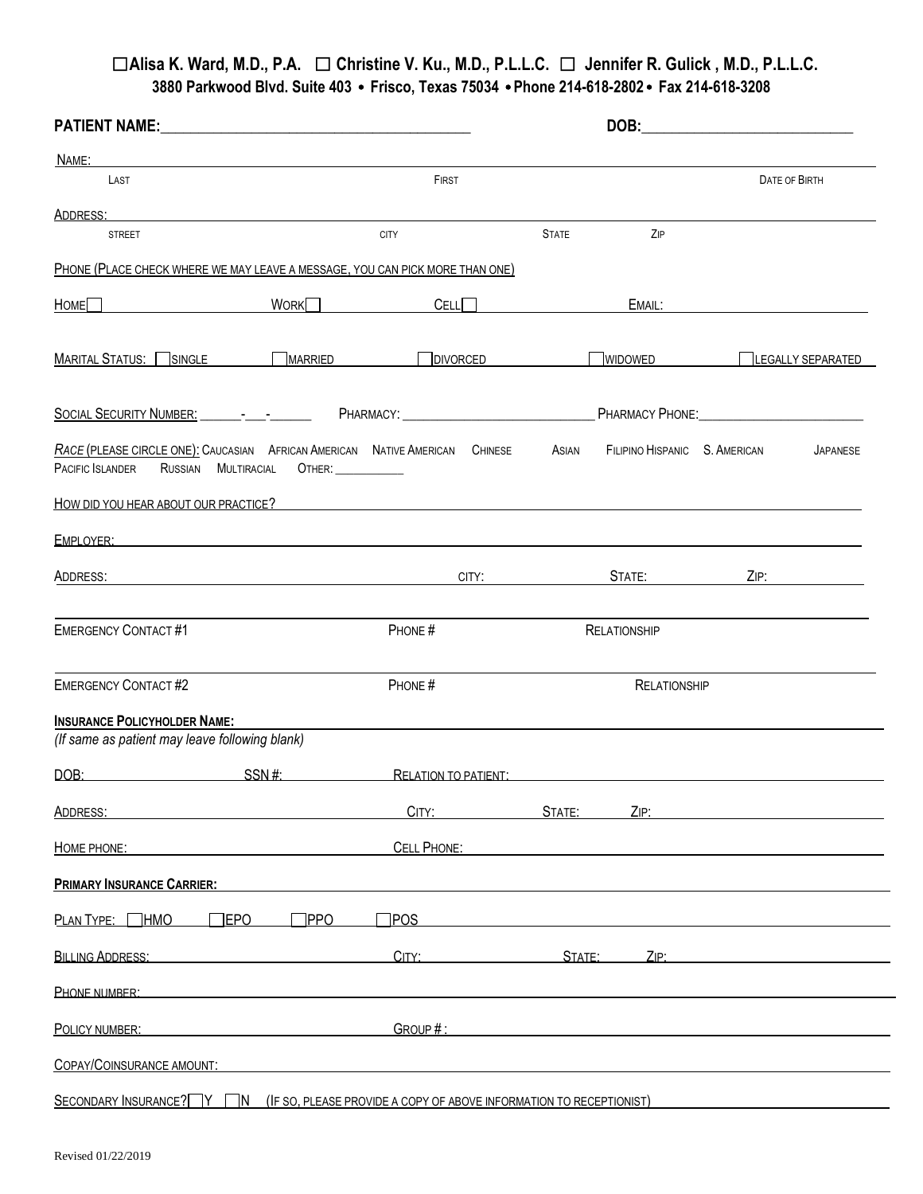☐ **Alisa K. Ward, M.D., P.A.** ☐ **Christine V. Ku., M.D., P.L.L.C.** ☐ **Jennifer R. Gulick , M.D., P.L.L.C.**

**3880 Parkwood Blvd. Suite 403 • Frisco, Texas 75034 • Phone 214-618-2802 • Fax 214-618-3208**

**PATIENT NAME:**\_\_\_\_\_\_\_\_\_\_\_\_\_\_\_\_\_\_\_\_\_\_\_\_\_\_\_\_\_\_\_\_\_\_\_\_\_\_\_\_ **DOB:**\_\_\_\_\_\_\_\_\_\_\_\_\_\_\_\_\_\_\_\_\_\_\_\_\_\_\_\_

NAME: \_\_\_\_\_\_\_\_\_\_\_\_\_\_\_\_\_\_\_\_\_\_\_\_\_\_\_\_\_\_\_\_\_\_\_\_\_\_\_\_\_\_\_\_\_\_\_\_\_\_\_\_\_\_\_\_\_\_\_\_\_\_\_\_
LAST FIRST DATE OF BIRTH

ADDRESS: \_\_\_\_\_\_\_\_\_\_\_\_\_\_\_\_\_\_\_\_\_\_\_\_\_\_\_\_\_\_\_\_\_\_\_\_\_\_\_\_\_\_\_\_\_\_\_\_\_\_\_\_\_\_\_\_\_\_\_\_\_\_\_\_
STREET CITY STATE ZIP

PHONE (PLACE CHECK WHERE WE MAY LEAVE A MESSAGE, YOU CAN PICK MORE THAN ONE)

HOME ☐ \_\_\_\_\_\_\_\_\_\_ WORK ☐ \_\_\_\_\_\_\_\_\_\_ CELL ☐ \_\_\_\_\_\_\_\_\_\_ EMAIL: \_\_\_\_\_\_\_\_\_\_\_\_\_\_\_\_

MARITAL STATUS: ☐ SINGLE ☐ MARRIED ☐ DIVORCED ☐ WIDOWED ☐ LEGALLY SEPARATED

SOCIAL SECURITY NUMBER: \_\_\_\_\_\_-\_\_\_\_-\_\_\_\_\_\_ PHARMACY: \_\_\_\_\_\_\_\_\_\_\_\_\_\_\_\_\_\_\_\_\_\_\_\_\_\_\_\_ PHARMACY PHONE:\_\_\_\_\_\_\_\_\_\_\_\_\_\_\_\_\_\_\_\_\_\_\_\_

*RACE* (PLEASE CIRCLE ONE): CAUCASIAN AFRICAN AMERICAN NATIVE AMERICAN CHINESE ASIAN FILIPINO HISPANIC S. AMERICAN JAPANESE PACIFIC ISLANDER RUSSIAN MULTIRACIAL OTHER: \_\_\_\_\_\_\_\_\_\_\_

HOW DID YOU HEAR ABOUT OUR PRACTICE? \_\_\_\_\_\_\_\_\_\_\_\_\_\_\_\_\_\_\_\_\_\_\_\_\_\_\_\_\_\_\_\_\_\_\_\_\_\_\_\_\_\_\_\_

EMPLOYER: \_\_\_\_\_\_\_\_\_\_\_\_\_\_\_\_\_\_\_\_\_\_\_\_\_\_\_\_\_\_\_\_\_\_\_\_\_\_\_\_\_\_\_\_\_\_\_\_\_\_\_\_\_\_\_\_\_\_\_\_\_\_\_\_

ADDRESS: \_\_\_\_\_\_\_\_\_\_\_\_\_\_\_\_\_\_\_\_ CITY: \_\_\_\_\_\_\_\_\_\_ STATE: \_\_\_\_\_\_\_\_ ZIP: \_\_\_\_\_\_\_\_

\_\_\_\_\_\_\_\_\_\_\_\_\_\_\_\_\_\_\_\_\_\_\_\_\_\_\_\_\_\_\_\_\_\_\_\_\_\_\_\_\_\_\_\_\_\_\_\_\_\_\_\_\_\_\_\_\_\_\_\_\_\_\_\_\_\_\_\_\_\_\_\_\_\_
EMERGENCY CONTACT #1 PHONE # RELATIONSHIP

\_\_\_\_\_\_\_\_\_\_\_\_\_\_\_\_\_\_\_\_\_\_\_\_\_\_\_\_\_\_\_\_\_\_\_\_\_\_\_\_\_\_\_\_\_\_\_\_\_\_\_\_\_\_\_\_\_\_\_\_\_\_\_\_\_\_\_\_\_\_\_\_\_\_
EMERGENCY CONTACT #2 PHONE # RELATIONSHIP

**INSURANCE POLICYHOLDER NAME:** \_\_\_\_\_\_\_\_\_\_\_\_\_\_\_\_\_\_\_\_\_\_\_\_\_\_\_\_\_\_\_\_\_\_\_\_\_\_\_\_\_\_\_\_\_\_\_\_\_\_

*(If same as patient may leave following blank)*

DOB: \_\_\_\_\_\_\_\_\_\_ SSN #: \_\_\_\_\_\_\_\_\_\_ RELATION TO PATIENT: \_\_\_\_\_\_\_\_\_\_\_\_\_\_\_\_\_\_\_\_\_\_\_\_\_\_\_\_

ADDRESS: \_\_\_\_\_\_\_\_\_\_\_\_\_\_\_\_\_\_\_\_ CITY: \_\_\_\_\_\_\_\_\_\_ STATE: \_\_\_\_\_\_\_\_ ZIP: \_\_\_\_\_\_\_\_

HOME PHONE: \_\_\_\_\_\_\_\_\_\_\_\_\_\_\_\_\_\_\_\_ CELL PHONE: \_\_\_\_\_\_\_\_\_\_\_\_\_\_\_\_\_\_\_\_\_\_\_\_\_\_\_\_\_\_\_\_\_\_

**PRIMARY INSURANCE CARRIER:** \_\_\_\_\_\_\_\_\_\_\_\_\_\_\_\_\_\_\_\_\_\_\_\_\_\_\_\_\_\_\_\_\_\_\_\_\_\_\_\_\_\_\_\_\_\_\_\_\_\_\_\_

PLAN TYPE: ☐ HMO ☐ EPO ☐ PPO ☐ POS

BILLING ADDRESS: \_\_\_\_\_\_\_\_\_\_\_\_\_\_\_\_\_\_\_\_ CITY: \_\_\_\_\_\_\_\_\_\_ STATE: \_\_\_\_\_\_\_\_ ZIP: \_\_\_\_\_\_\_\_

PHONE NUMBER: \_\_\_\_\_\_\_\_\_\_\_\_\_\_\_\_\_\_\_\_\_\_\_\_\_\_\_\_\_\_\_\_\_\_\_\_\_\_\_\_\_\_\_\_\_\_\_\_\_\_\_\_\_\_\_\_\_\_\_\_\_\_\_\_

POLICY NUMBER: \_\_\_\_\_\_\_\_\_\_\_\_\_\_\_\_\_\_\_\_ GROUP # : \_\_\_\_\_\_\_\_\_\_\_\_\_\_\_\_\_\_\_\_\_\_\_\_\_\_\_\_\_\_\_\_\_\_

COPAY/COINSURANCE AMOUNT: \_\_\_\_\_\_\_\_\_\_\_\_\_\_\_\_\_\_\_\_\_\_\_\_\_\_\_\_\_\_\_\_\_\_\_\_\_\_\_\_\_\_\_\_\_\_\_\_\_\_\_\_\_\_

SECONDARY INSURANCE? ☐ Y ☐ N (IF SO, PLEASE PROVIDE A COPY OF ABOVE INFORMATION TO RECEPTIONIST)

Revised 01/22/2019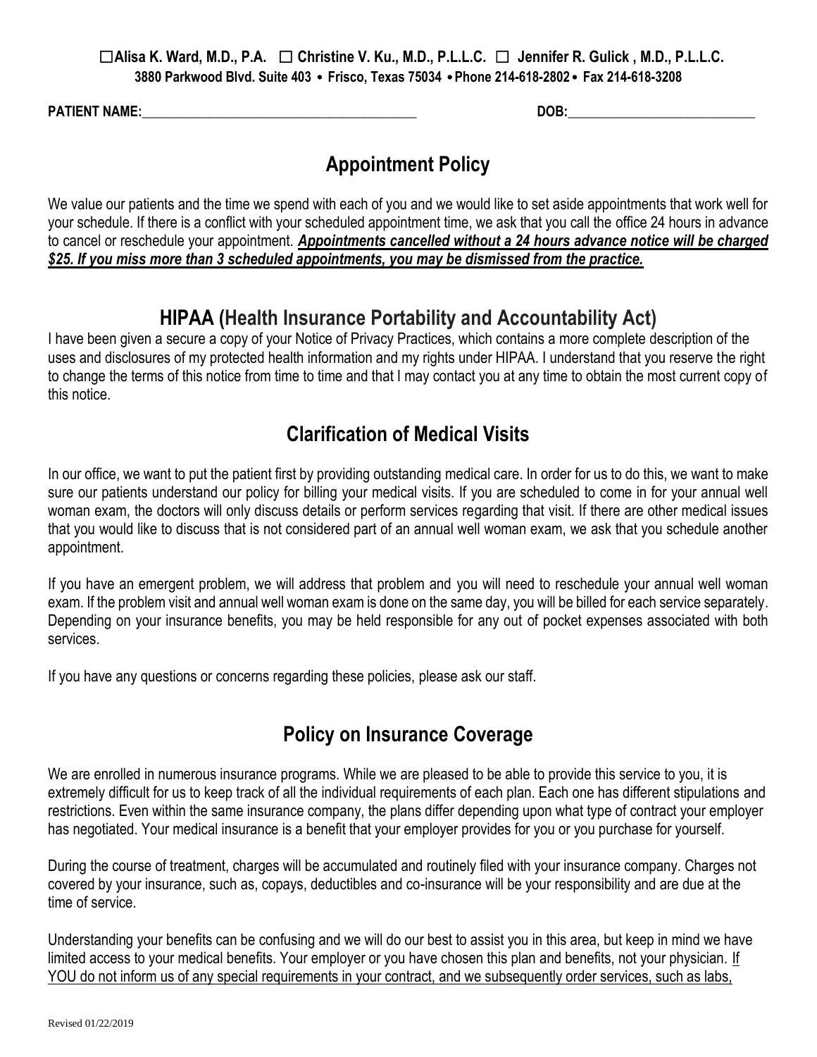☐**Alisa K. Ward, M.D., P.A.** ☐ **Christine V. Ku., M.D., P.L.L.C.** ☐ **Jennifer R. Gulick , M.D., P.L.L.C.**
**3880 Parkwood Blvd. Suite 403 • Frisco, Texas 75034 • Phone 214-618-2802 • Fax 214-618-3208**

**PATIENT NAME:**\_\_\_\_\_\_\_\_\_\_\_\_\_\_\_\_\_\_\_\_\_\_\_\_\_\_\_\_\_\_\_\_\_\_\_\_\_\_\_\_ **DOB:**\_\_\_\_\_\_\_\_\_\_\_\_\_\_\_\_\_\_\_\_\_\_\_\_\_\_\_\_

## Appointment Policy

We value our patients and the time we spend with each of you and we would like to set aside appointments that work well for your schedule. If there is a conflict with your scheduled appointment time, we ask that you call the office 24 hours in advance to cancel or reschedule your appointment. ***Appointments cancelled without a 24 hours advance notice will be charged $25. If you miss more than 3 scheduled appointments, you may be dismissed from the practice.***

## HIPAA (Health Insurance Portability and Accountability Act)

I have been given a secure a copy of your Notice of Privacy Practices, which contains a more complete description of the uses and disclosures of my protected health information and my rights under HIPAA. I understand that you reserve the right to change the terms of this notice from time to time and that I may contact you at any time to obtain the most current copy of this notice.

## Clarification of Medical Visits

In our office, we want to put the patient first by providing outstanding medical care. In order for us to do this, we want to make sure our patients understand our policy for billing your medical visits. If you are scheduled to come in for your annual well woman exam, the doctors will only discuss details or perform services regarding that visit. If there are other medical issues that you would like to discuss that is not considered part of an annual well woman exam, we ask that you schedule another appointment.

If you have an emergent problem, we will address that problem and you will need to reschedule your annual well woman exam. If the problem visit and annual well woman exam is done on the same day, you will be billed for each service separately. Depending on your insurance benefits, you may be held responsible for any out of pocket expenses associated with both services.

If you have any questions or concerns regarding these policies, please ask our staff.

## Policy on Insurance Coverage

We are enrolled in numerous insurance programs. While we are pleased to be able to provide this service to you, it is extremely difficult for us to keep track of all the individual requirements of each plan. Each one has different stipulations and restrictions. Even within the same insurance company, the plans differ depending upon what type of contract your employer has negotiated. Your medical insurance is a benefit that your employer provides for you or you purchase for yourself.

During the course of treatment, charges will be accumulated and routinely filed with your insurance company. Charges not covered by your insurance, such as, copays, deductibles and co-insurance will be your responsibility and are due at the time of service.

Understanding your benefits can be confusing and we will do our best to assist you in this area, but keep in mind we have limited access to your medical benefits. Your employer or you have chosen this plan and benefits, not your physician. If YOU do not inform us of any special requirements in your contract, and we subsequently order services, such as labs,

Revised 01/22/2019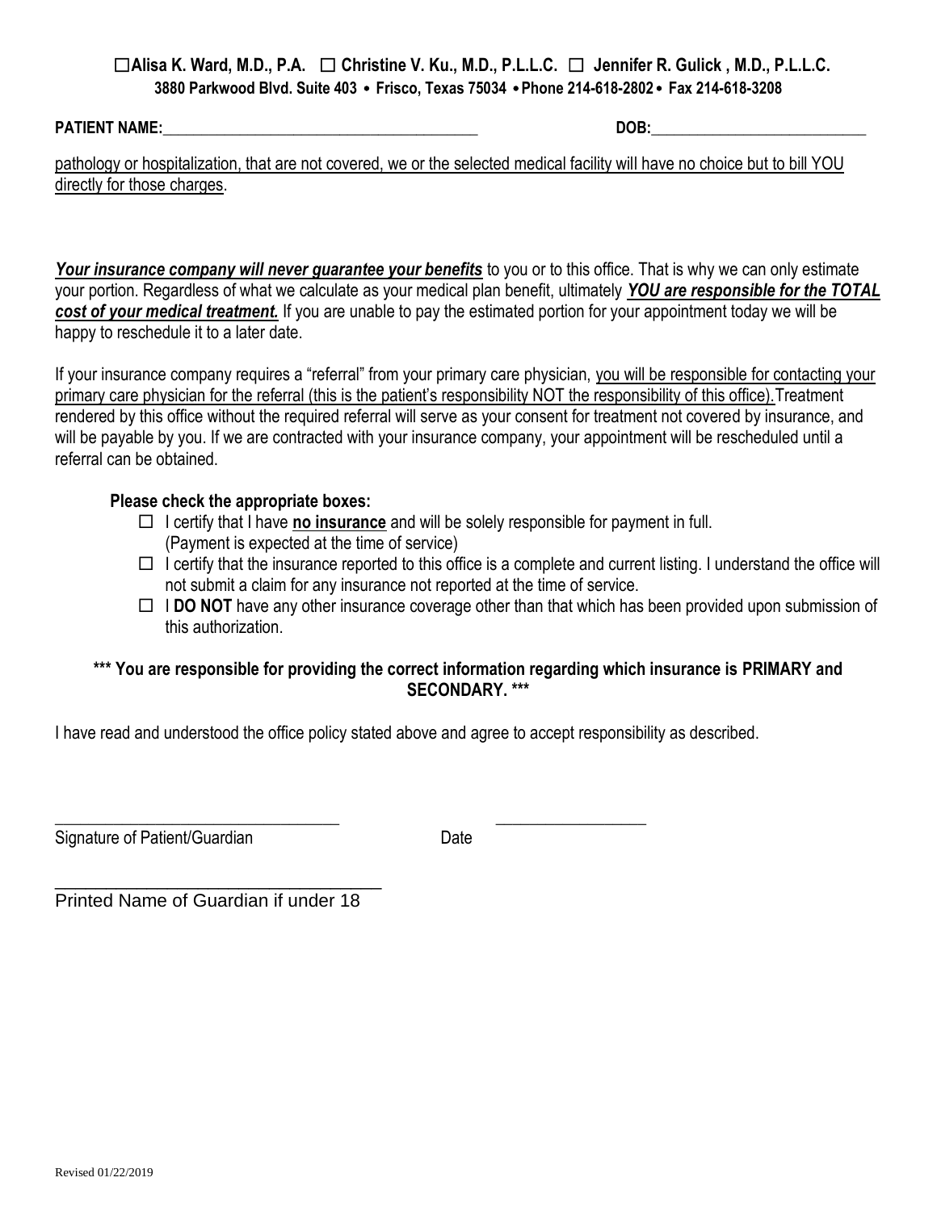☐**Alisa K. Ward, M.D., P.A.** ☐ **Christine V. Ku., M.D., P.L.L.C.** ☐ **Jennifer R. Gulick , M.D., P.L.L.C.**
**3880 Parkwood Blvd. Suite 403 • Frisco, Texas 75034 • Phone 214-618-2802 • Fax 214-618-3208**

**PATIENT NAME:**__________________________________________ **DOB:**____________________________

pathology or hospitalization, that are not covered, we or the selected medical facility will have no choice but to bill YOU directly for those charges.

***Your insurance company will never guarantee your benefits*** to you or to this office. That is why we can only estimate your portion. Regardless of what we calculate as your medical plan benefit, ultimately ***YOU are responsible for the TOTAL cost of your medical treatment.*** If you are unable to pay the estimated portion for your appointment today we will be happy to reschedule it to a later date.

If your insurance company requires a "referral" from your primary care physician, you will be responsible for contacting your primary care physician for the referral (this is the patient's responsibility NOT the responsibility of this office). Treatment rendered by this office without the required referral will serve as your consent for treatment not covered by insurance, and will be payable by you. If we are contracted with your insurance company, your appointment will be rescheduled until a referral can be obtained.

**Please check the appropriate boxes:**

- ☐ I certify that I have **no insurance** and will be solely responsible for payment in full. (Payment is expected at the time of service)
- ☐ I certify that the insurance reported to this office is a complete and current listing. I understand the office will not submit a claim for any insurance not reported at the time of service.
- ☐ I **DO NOT** have any other insurance coverage other than that which has been provided upon submission of this authorization.

**\*\*\* You are responsible for providing the correct information regarding which insurance is PRIMARY and SECONDARY. \*\*\***

I have read and understood the office policy stated above and agree to accept responsibility as described.

_________________________________ _________________

Signature of Patient/Guardian Date

_________________________________

Printed Name of Guardian if under 18

Revised 01/22/2019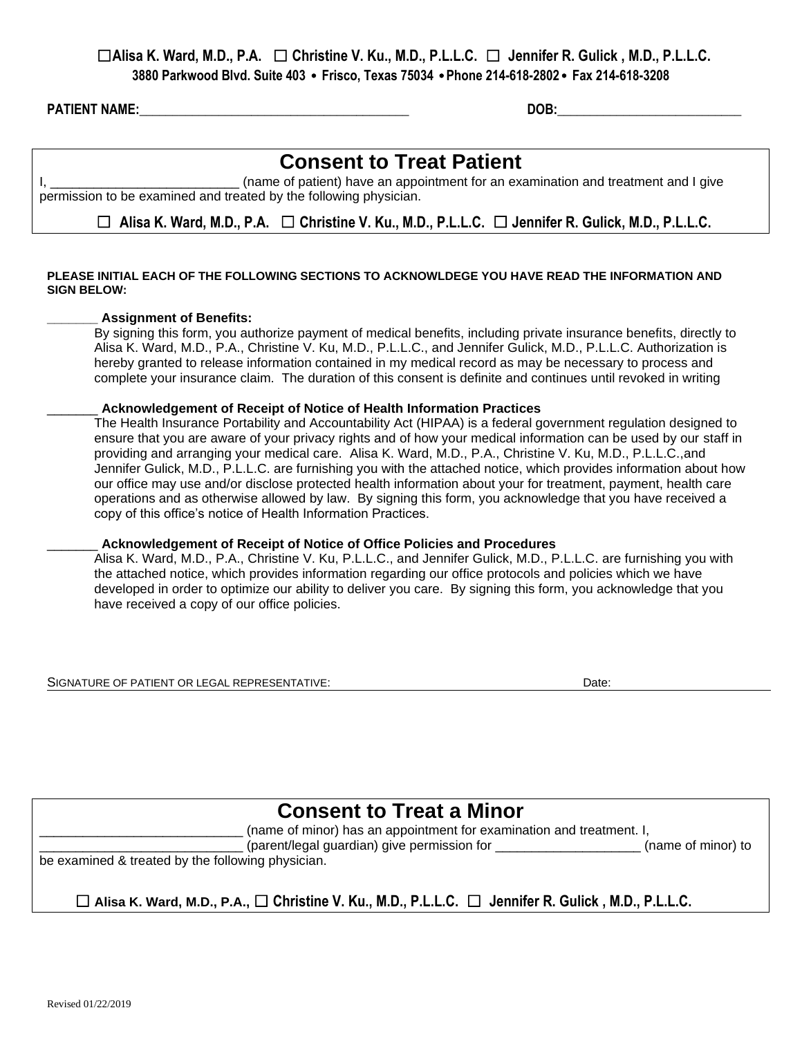☐ **Alisa K. Ward, M.D., P.A.** ☐ **Christine V. Ku., M.D., P.L.L.C.** ☐ **Jennifer R. Gulick , M.D., P.L.L.C.**
**3880 Parkwood Blvd. Suite 403 • Frisco, Texas 75034 • Phone 214-618-2802 • Fax 214-618-3208**

**PATIENT NAME:**_________________________________________ **DOB:**____________________________

# Consent to Treat Patient

I, __________________________ (name of patient) have an appointment for an examination and treatment and I give permission to be examined and treated by the following physician.

☐ **Alisa K. Ward, M.D., P.A.** ☐ **Christine V. Ku., M.D., P.L.L.C.** ☐ **Jennifer R. Gulick, M.D., P.L.L.C.**

**PLEASE INITIAL EACH OF THE FOLLOWING SECTIONS TO ACKNOWLDEGE YOU HAVE READ THE INFORMATION AND SIGN BELOW:**

_______ **Assignment of Benefits:**
By signing this form, you authorize payment of medical benefits, including private insurance benefits, directly to Alisa K. Ward, M.D., P.A., Christine V. Ku, M.D., P.L.L.C., and Jennifer Gulick, M.D., P.L.L.C. Authorization is hereby granted to release information contained in my medical record as may be necessary to process and complete your insurance claim. The duration of this consent is definite and continues until revoked in writing

_______ **Acknowledgement of Receipt of Notice of Health Information Practices**
The Health Insurance Portability and Accountability Act (HIPAA) is a federal government regulation designed to ensure that you are aware of your privacy rights and of how your medical information can be used by our staff in providing and arranging your medical care. Alisa K. Ward, M.D., P.A., Christine V. Ku, M.D., P.L.L.C.,and Jennifer Gulick, M.D., P.L.L.C. are furnishing you with the attached notice, which provides information about how our office may use and/or disclose protected health information about your for treatment, payment, health care operations and as otherwise allowed by law. By signing this form, you acknowledge that you have received a copy of this office's notice of Health Information Practices.

_______ **Acknowledgement of Receipt of Notice of Office Policies and Procedures**
Alisa K. Ward, M.D., P.A., Christine V. Ku, P.L.L.C., and Jennifer Gulick, M.D., P.L.L.C. are furnishing you with the attached notice, which provides information regarding our office protocols and policies which we have developed in order to optimize our ability to deliver you care. By signing this form, you acknowledge that you have received a copy of our office policies.

SIGNATURE OF PATIENT OR LEGAL REPRESENTATIVE: ______________________________ Date: ______________

# Consent to Treat a Minor

____________________________ (name of minor) has an appointment for examination and treatment. I, ____________________________ (parent/legal guardian) give permission for ____________________ (name of minor) to be examined & treated by the following physician.

☐ **Alisa K. Ward, M.D., P.A.,** ☐ **Christine V. Ku., M.D., P.L.L.C.** ☐ **Jennifer R. Gulick , M.D., P.L.L.C.**

Revised 01/22/2019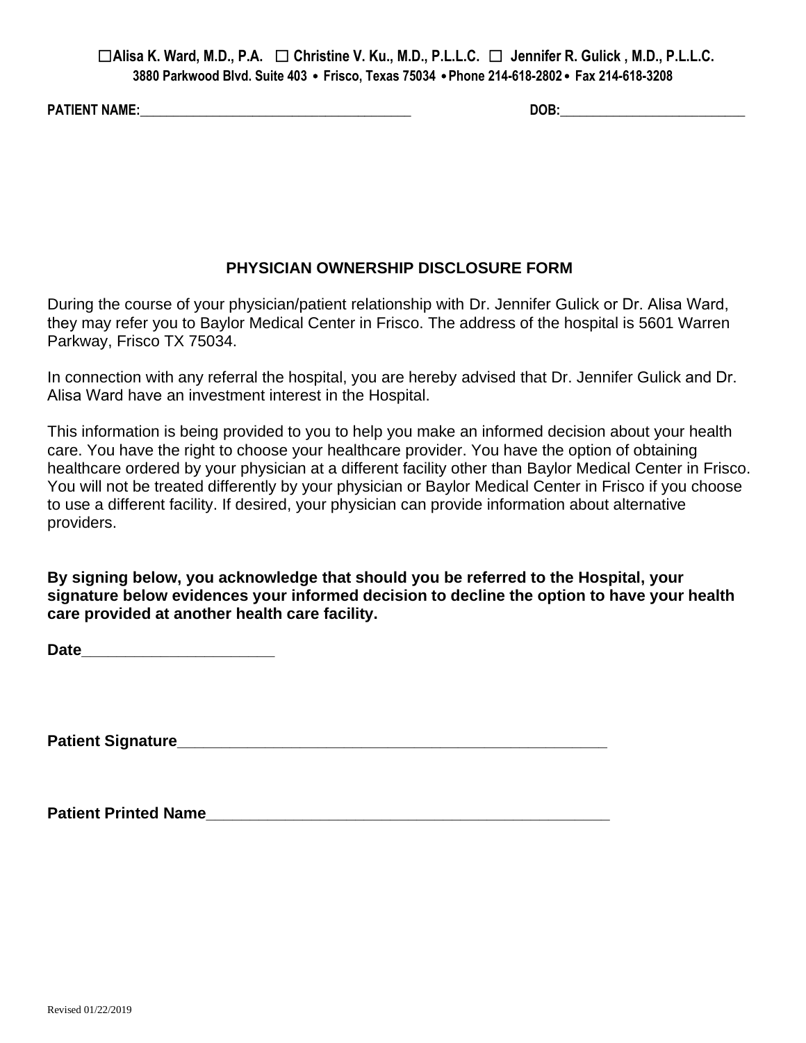☐Alisa K. Ward, M.D., P.A.   ☐ Christine V. Ku., M.D., P.L.L.C.   ☐  Jennifer R. Gulick , M.D., P.L.L.C.
3880 Parkwood Blvd. Suite 403 • Frisco, Texas 75034 • Phone 214-618-2802 • Fax 214-618-3208

**PATIENT NAME:**___________________________________________ **DOB:**_____________________________

## PHYSICIAN OWNERSHIP DISCLOSURE FORM

During the course of your physician/patient relationship with Dr. Jennifer Gulick or Dr. Alisa Ward, they may refer you to Baylor Medical Center in Frisco. The address of the hospital is 5601 Warren Parkway, Frisco TX 75034.

In connection with any referral the hospital, you are hereby advised that Dr. Jennifer Gulick and Dr. Alisa Ward have an investment interest in the Hospital.

This information is being provided to you to help you make an informed decision about your health care. You have the right to choose your healthcare provider. You have the option of obtaining healthcare ordered by your physician at a different facility other than Baylor Medical Center in Frisco. You will not be treated differently by your physician or Baylor Medical Center in Frisco if you choose to use a different facility. If desired, your physician can provide information about alternative providers.

**By signing below, you acknowledge that should you be referred to the Hospital, your signature below evidences your informed decision to decline the option to have your health care provided at another health care facility.**

**Date**______________________

**Patient Signature**_________________________________________________

**Patient Printed Name**______________________________________________

Revised 01/22/2019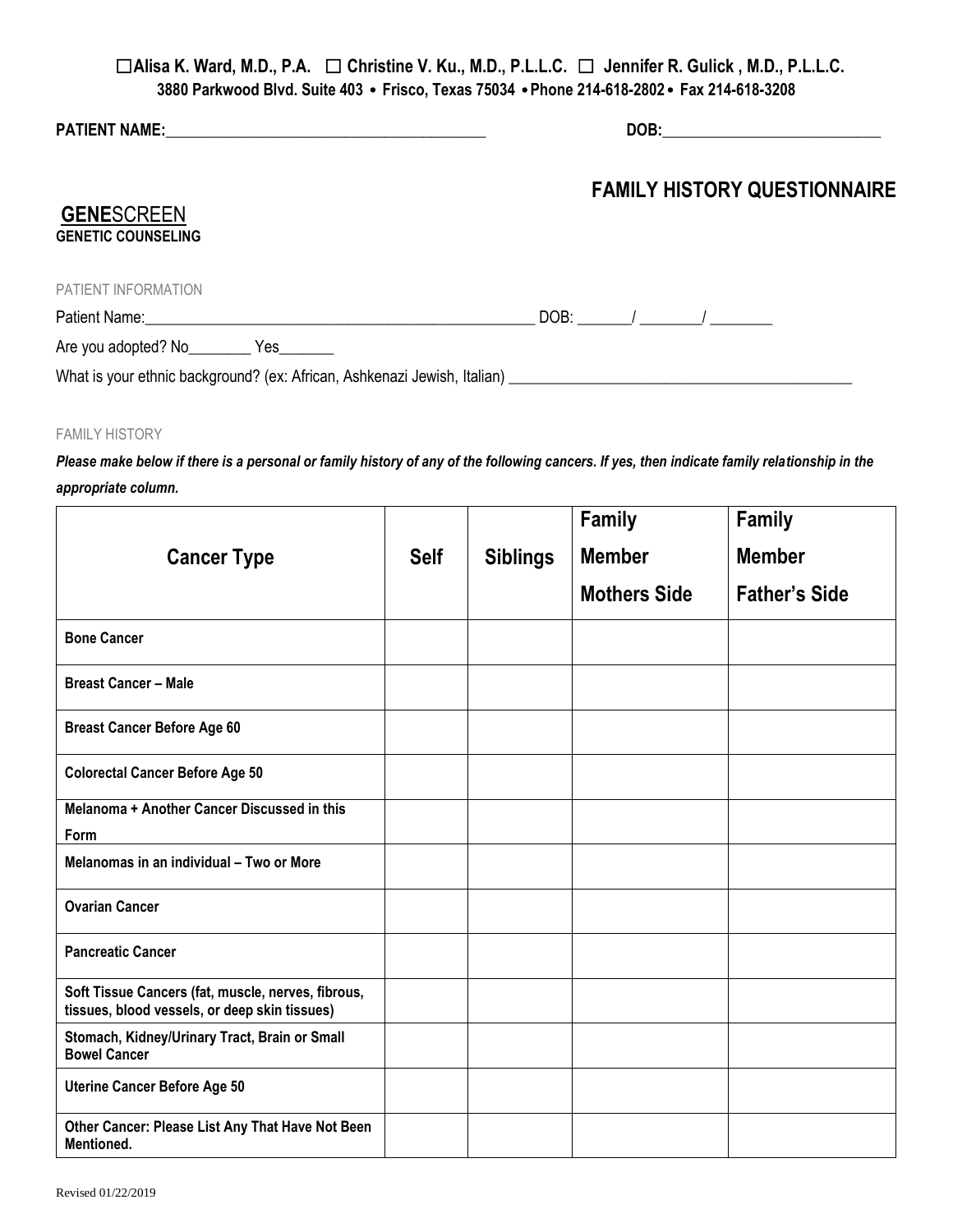☐Alisa K. Ward, M.D., P.A. ☐ Christine V. Ku., M.D., P.L.L.C. ☐ Jennifer R. Gulick , M.D., P.L.L.C.
**3880 Parkwood Blvd. Suite 403 • Frisco, Texas 75034 • Phone 214-618-2802 • Fax 214-618-3208**

**PATIENT NAME:**__________________________________________ **DOB:**____________________________

## FAMILY HISTORY QUESTIONNAIRE

**GENE**SCREEN
**GENETIC COUNSELING**

PATIENT INFORMATION

Patient Name:__________________________________________________ DOB: _______/ ________/ ________

Are you adopted? No________ Yes_______

What is your ethnic background? (ex: African, Ashkenazi Jewish, Italian) _____________________________________________

FAMILY HISTORY

***Please make below if there is a personal or family history of any of the following cancers. If yes, then indicate family relationship in the appropriate column.***

| Cancer Type | Self | Siblings | Family Member Mothers Side | Family Member Father's Side |
|---|---|---|---|---|
| **Bone Cancer** | | | | |
| **Breast Cancer – Male** | | | | |
| **Breast Cancer Before Age 60** | | | | |
| **Colorectal Cancer Before Age 50** | | | | |
| **Melanoma + Another Cancer Discussed in this Form** | | | | |
| **Melanomas in an individual – Two or More** | | | | |
| **Ovarian Cancer** | | | | |
| **Pancreatic Cancer** | | | | |
| **Soft Tissue Cancers (fat, muscle, nerves, fibrous, tissues, blood vessels, or deep skin tissues)** | | | | |
| **Stomach, Kidney/Urinary Tract, Brain or Small Bowel Cancer** | | | | |
| **Uterine Cancer Before Age 50** | | | | |
| **Other Cancer: Please List Any That Have Not Been Mentioned.** | | | | |

Revised 01/22/2019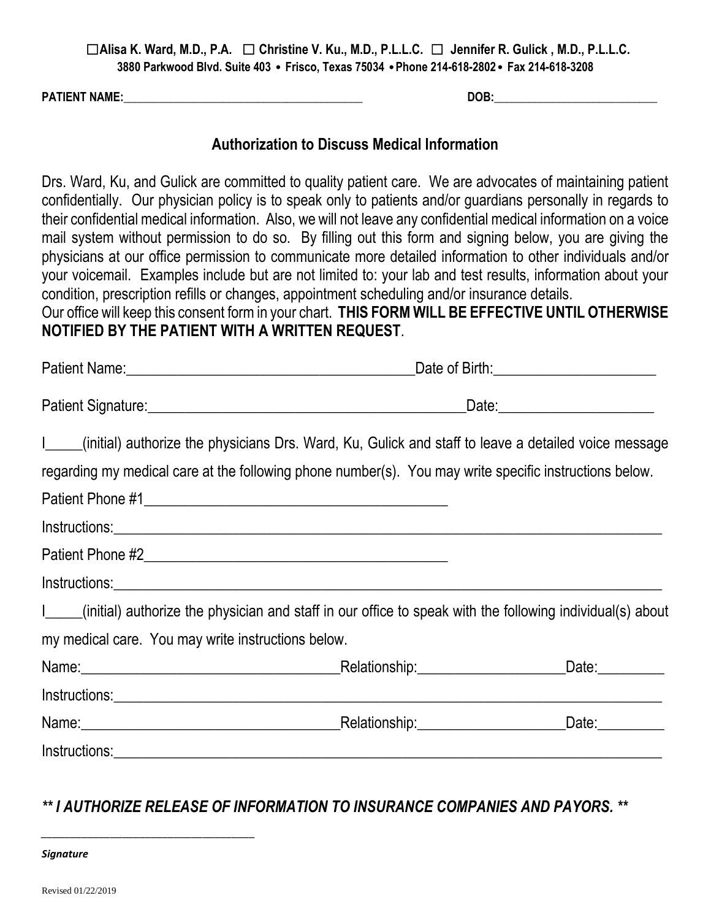☐Alisa K. Ward, M.D., P.A. ☐ Christine V. Ku., M.D., P.L.L.C. ☐ Jennifer R. Gulick , M.D., P.L.L.C.
3880 Parkwood Blvd. Suite 403 • Frisco, Texas 75034 • Phone 214-618-2802 • Fax 214-618-3208

**PATIENT NAME:**__________________________________________ **DOB:**_____________________________

## Authorization to Discuss Medical Information

Drs. Ward, Ku, and Gulick are committed to quality patient care. We are advocates of maintaining patient confidentially. Our physician policy is to speak only to patients and/or guardians personally in regards to their confidential medical information. Also, we will not leave any confidential medical information on a voice mail system without permission to do so. By filling out this form and signing below, you are giving the physicians at our office permission to communicate more detailed information to other individuals and/or your voicemail. Examples include but are not limited to: your lab and test results, information about your condition, prescription refills or changes, appointment scheduling and/or insurance details.
Our office will keep this consent form in your chart. **THIS FORM WILL BE EFFECTIVE UNTIL OTHERWISE NOTIFIED BY THE PATIENT WITH A WRITTEN REQUEST**.

Patient Name:_________________________________________Date of Birth:______________________

Patient Signature:___________________________________________Date:_____________________

I_____(initial) authorize the physicians Drs. Ward, Ku, Gulick and staff to leave a detailed voice message regarding my medical care at the following phone number(s). You may write specific instructions below.

Patient Phone #1__________________________________________

Instructions:_____________________________________________________________________________

Patient Phone #2__________________________________________

Instructions:_____________________________________________________________________________

I_____(initial) authorize the physician and staff in our office to speak with the following individual(s) about my medical care. You may write instructions below.

Name:____________________________________Relationship:____________________Date:_________

Instructions:_____________________________________________________________________________

Name:____________________________________Relationship:____________________Date:_________

Instructions:_____________________________________________________________________________

***\*\* I AUTHORIZE RELEASE OF INFORMATION TO INSURANCE COMPANIES AND PAYORS. \*\****

_________________________________

***Signature***

Revised 01/22/2019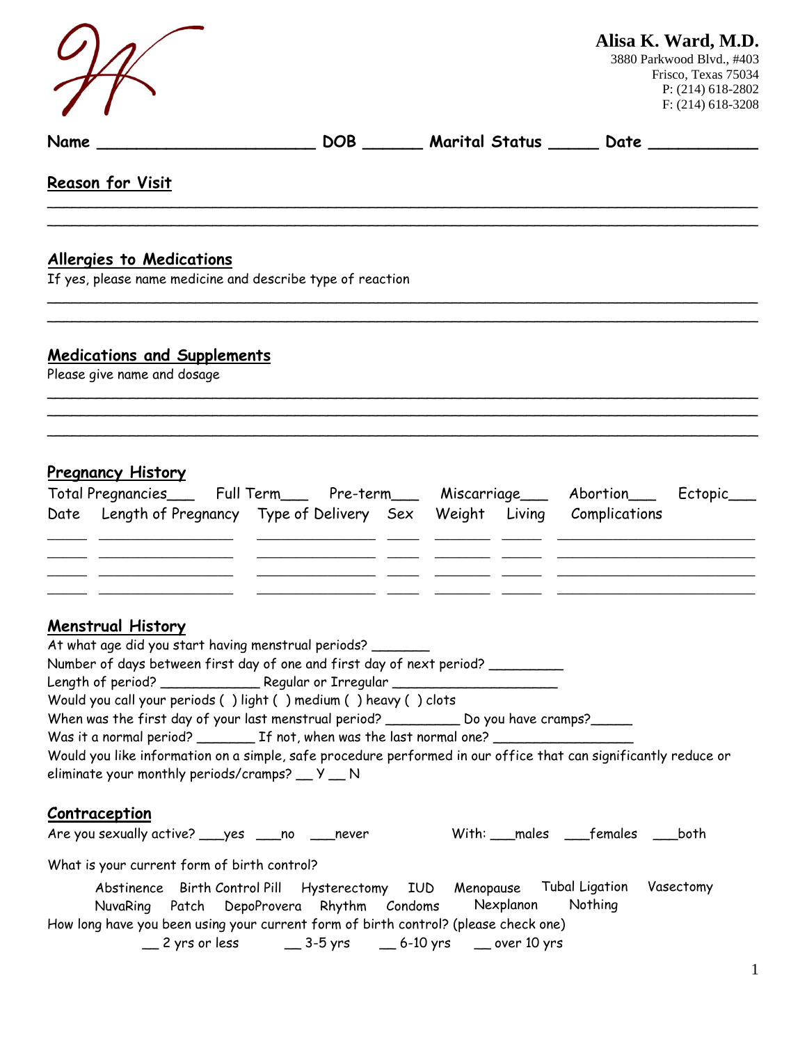**Alisa K. Ward, M.D.**
3880 Parkwood Blvd., #403
Frisco, Texas 75034
P: (214) 618-2802
F: (214) 618-3208

**Name** ______________________ **DOB** ______ **Marital Status** _____ **Date** ___________

## Reason for Visit

______________________________________________________________________________

______________________________________________________________________________

## Allergies to Medications

If yes, please name medicine and describe type of reaction

______________________________________________________________________________

______________________________________________________________________________

## Medications and Supplements

Please give name and dosage

______________________________________________________________________________

______________________________________________________________________________

______________________________________________________________________________

## Pregnancy History

Total Pregnancies___ Full Term___ Pre-term___ Miscarriage___ Abortion___ Ectopic___

| Date | Length of Pregnancy | Type of Delivery | Sex | Weight | Living | Complications |
|---|---|---|---|---|---|---|
| | | | | | | |
| | | | | | | |
| | | | | | | |
| | | | | | | |

## Menstrual History

At what age did you start having menstrual periods? _______

Number of days between first day of one and first day of next period? _________

Length of period? ____________ Regular or Irregular ____________________

Would you call your periods ( ) light ( ) medium ( ) heavy ( ) clots

When was the first day of your last menstrual period? _________ Do you have cramps?_____

Was it a normal period? _______ If not, when was the last normal one? _________________

Would you like information on a simple, safe procedure performed in our office that can significantly reduce or eliminate your monthly periods/cramps? __ Y __ N

## Contraception

Are you sexually active? ___yes ___no ___never With: ___males ___females ___both

What is your current form of birth control?

Abstinence Birth Control Pill Hysterectomy IUD Menopause Tubal Ligation Vasectomy
NuvaRing Patch DepoProvera Rhythm Condoms Nexplanon Nothing

How long have you been using your current form of birth control? (please check one)

__ 2 yrs or less __ 3-5 yrs __ 6-10 yrs __ over 10 yrs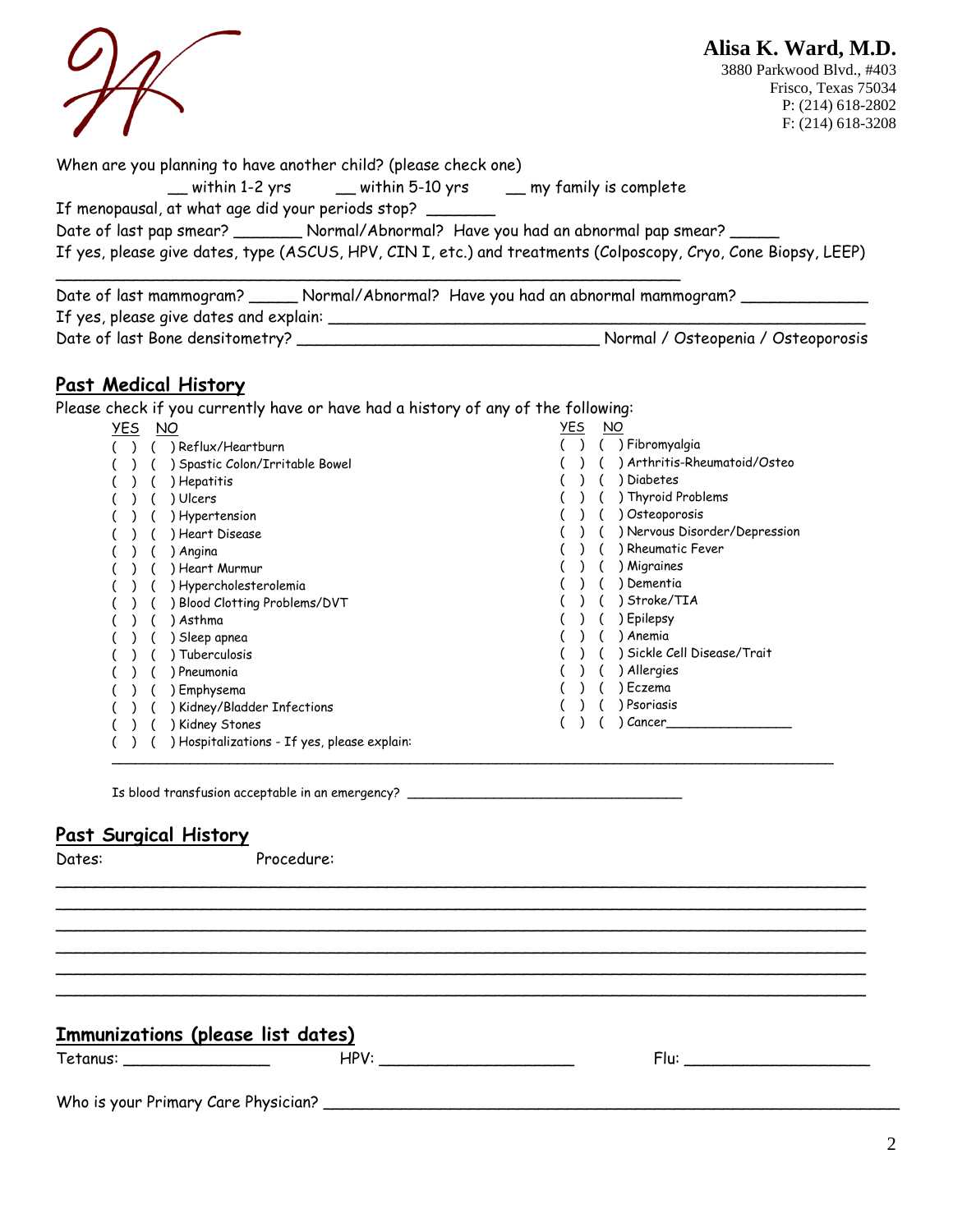**Alisa K. Ward, M.D.**
3880 Parkwood Blvd., #403
Frisco, Texas 75034
P: (214) 618-2802
F: (214) 618-3208

When are you planning to have another child? (please check one)

__ within 1-2 yrs __ within 5-10 yrs __ my family is complete

If menopausal, at what age did your periods stop? _______

Date of last pap smear? _______ Normal/Abnormal? Have you had an abnormal pap smear? _____

If yes, please give dates, type (ASCUS, HPV, CIN I, etc.) and treatments (Colposcopy, Cryo, Cone Biopsy, LEEP)

_______________________________________________________________

Date of last mammogram? _____ Normal/Abnormal? Have you had an abnormal mammogram? _____________

If yes, please give dates and explain: _______________________________________________

Date of last Bone densitometry? ______________________________ Normal / Osteopenia / Osteoporosis

## Past Medical History

Please check if you currently have or have had a history of any of the following:

| YES | NO | | YES | NO | |
|---|---|---|---|---|---|
| ( ) | ( ) | Reflux/Heartburn | ( ) | ( ) | Fibromyalgia |
| ( ) | ( ) | Spastic Colon/Irritable Bowel | ( ) | ( ) | Arthritis-Rheumatoid/Osteo |
| ( ) | ( ) | Hepatitis | ( ) | ( ) | Diabetes |
| ( ) | ( ) | Ulcers | ( ) | ( ) | Thyroid Problems |
| ( ) | ( ) | Hypertension | ( ) | ( ) | Osteoporosis |
| ( ) | ( ) | Heart Disease | ( ) | ( ) | Nervous Disorder/Depression |
| ( ) | ( ) | Angina | ( ) | ( ) | Rheumatic Fever |
| ( ) | ( ) | Heart Murmur | ( ) | ( ) | Migraines |
| ( ) | ( ) | Hypercholesterolemia | ( ) | ( ) | Dementia |
| ( ) | ( ) | Blood Clotting Problems/DVT | ( ) | ( ) | Stroke/TIA |
| ( ) | ( ) | Asthma | ( ) | ( ) | Epilepsy |
| ( ) | ( ) | Sleep apnea | ( ) | ( ) | Anemia |
| ( ) | ( ) | Tuberculosis | ( ) | ( ) | Sickle Cell Disease/Trait |
| ( ) | ( ) | Pneumonia | ( ) | ( ) | Allergies |
| ( ) | ( ) | Emphysema | ( ) | ( ) | Eczema |
| ( ) | ( ) | Kidney/Bladder Infections | ( ) | ( ) | Psoriasis |
| ( ) | ( ) | Kidney Stones | ( ) | ( ) | Cancer_______________ |
| ( ) | ( ) | Hospitalizations - If yes, please explain: | | | |

_______________________________________________________________

Is blood transfusion acceptable in an emergency? _________________________________

## Past Surgical History

Dates: Procedure:

_______________________________________________________________

_______________________________________________________________

_______________________________________________________________

_______________________________________________________________

_______________________________________________________________

_______________________________________________________________

## Immunizations (please list dates)

Tetanus: _______________ HPV: ____________________ Flu: ___________________

Who is your Primary Care Physician? _______________________________________________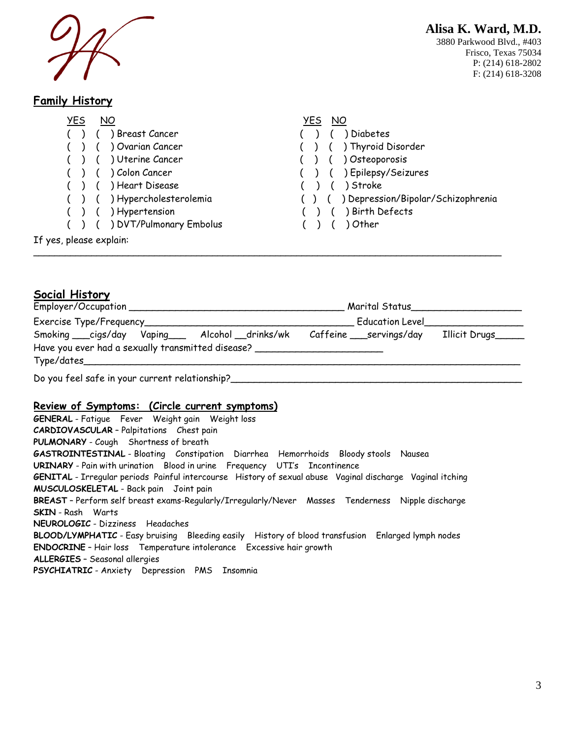**Alisa K. Ward, M.D.**
3880 Parkwood Blvd., #403
Frisco, Texas 75034
P: (214) 618-2802
F: (214) 618-3208

## Family History

| YES | NO | | YES | NO | |
|---|---|---|---|---|---|
| ( ) | ( ) | Breast Cancer | ( ) | ( ) | Diabetes |
| ( ) | ( ) | Ovarian Cancer | ( ) | ( ) | Thyroid Disorder |
| ( ) | ( ) | Uterine Cancer | ( ) | ( ) | Osteoporosis |
| ( ) | ( ) | Colon Cancer | ( ) | ( ) | Epilepsy/Seizures |
| ( ) | ( ) | Heart Disease | ( ) | ( ) | Stroke |
| ( ) | ( ) | Hypercholesterolemia | ( ) | ( ) | Depression/Bipolar/Schizophrenia |
| ( ) | ( ) | Hypertension | ( ) | ( ) | Birth Defects |
| ( ) | ( ) | DVT/Pulmonary Embolus | ( ) | ( ) | Other |

If yes, please explain: ______________________________________________

## Social History

Employer/Occupation ______________________________ Marital Status______________

Exercise Type/Frequency______________________________ Education Level______________

Smoking ___cigs/day Vaping___ Alcohol __drinks/wk Caffeine ___servings/day Illicit Drugs_____

Have you ever had a sexually transmitted disease? ____________________

Type/dates______________________________________________

Do you feel safe in your current relationship?______________________________

## Review of Symptoms: (Circle current symptoms)

**GENERAL** - Fatigue Fever Weight gain Weight loss
**CARDIOVASCULAR** – Palpitations Chest pain
**PULMONARY** - Cough Shortness of breath
**GASTROINTESTINAL** - Bloating Constipation Diarrhea Hemorrhoids Bloody stools Nausea
**URINARY** - Pain with urination Blood in urine Frequency UTI's Incontinence
**GENITAL** - Irregular periods Painful intercourse History of sexual abuse Vaginal discharge Vaginal itching
**MUSCULOSKELETAL** - Back pain Joint pain
**BREAST** – Perform self breast exams-Regularly/Irregularly/Never Masses Tenderness Nipple discharge
**SKIN** - Rash Warts
**NEUROLOGIC** - Dizziness Headaches
**BLOOD/LYMPHATIC** - Easy bruising Bleeding easily History of blood transfusion Enlarged lymph nodes
**ENDOCRINE** – Hair loss Temperature intolerance Excessive hair growth
**ALLERGIES** – Seasonal allergies
**PSYCHIATRIC** - Anxiety Depression PMS Insomnia